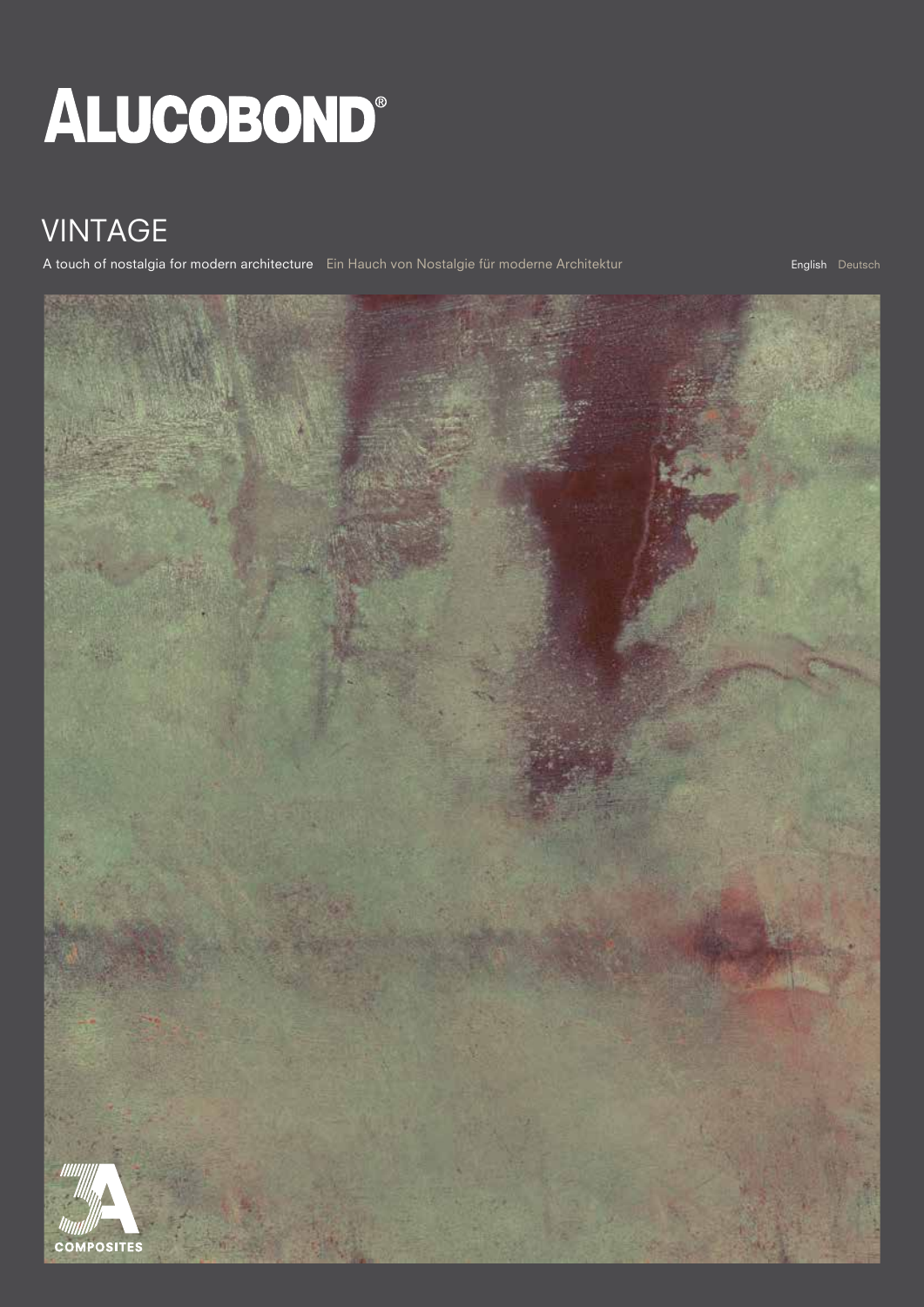# ALUCOBOND®

## VINTAGE

A touch of nostalgia for modern architecture Ein Hauch von Nostalgie für moderne Architektur

English Deutsch

3A COMPOSITES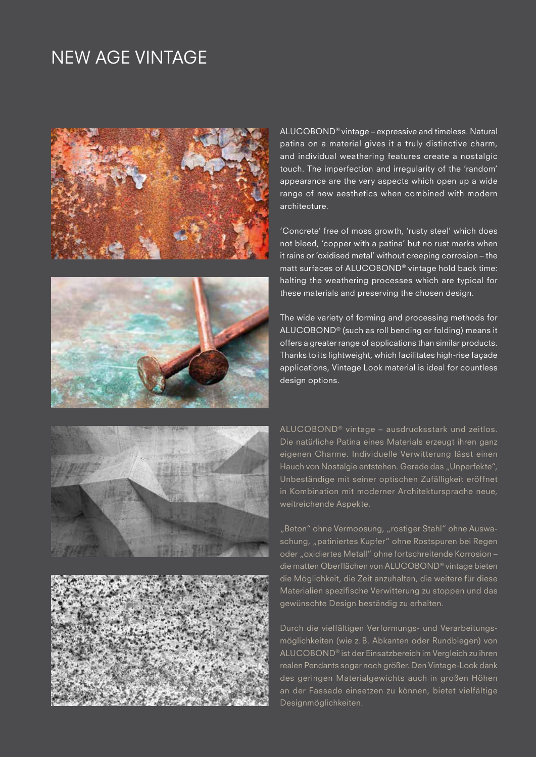# NEW AGE VINTAGE

ALUCOBOND® vintage – expressive and timeless. Natural patina on a material gives it a truly distinctive charm, and individual weathering features create a nostalgic touch. The imperfection and irregularity of the 'random' appearance are the very aspects which open up a wide range of new aesthetics when combined with modern architecture.

'Concrete' free of moss growth, 'rusty steel' which does not bleed, 'copper with a patina' but no rust marks when it rains or 'oxidised metal' without creeping corrosion – the matt surfaces of ALUCOBOND® vintage hold back time: halting the weathering processes which are typical for these materials and preserving the chosen design.

The wide variety of forming and processing methods for ALUCOBOND® (such as roll bending or folding) means it offers a greater range of applications than similar products. Thanks to its lightweight, which facilitates high-rise façade applications, Vintage Look material is ideal for countless design options.

ALUCOBOND® vintage – ausdrucksstark und zeitlos. Die natürliche Patina eines Materials erzeugt ihren ganz eigenen Charme. Individuelle Verwitterung lässt einen Hauch von Nostalgie entstehen. Gerade das „Unperfekte", Unbeständige mit seiner optischen Zufälligkeit eröffnet in Kombination mit moderner Architektursprache neue, weitreichende Aspekte.

„Beton" ohne Vermoosung, „rostiger Stahl" ohne Auswaschung, „patiniertes Kupfer" ohne Rostspuren bei Regen oder „oxidiertes Metall" ohne fortschreitende Korrosion – die matten Oberflächen von ALUCOBOND® vintage bieten die Möglichkeit, die Zeit anzuhalten, die weitere für diese Materialien spezifische Verwitterung zu stoppen und das gewünschte Design beständig zu erhalten.

Durch die vielfältigen Verformungs- und Verarbeitungsmöglichkeiten (wie z. B. Abkanten oder Rundbiegen) von ALUCOBOND® ist der Einsatzbereich im Vergleich zu ihren realen Pendants sogar noch größer. Den Vintage-Look dank des geringen Materialgewichts auch in großen Höhen an der Fassade einsetzen zu können, bietet vielfältige Designmöglichkeiten.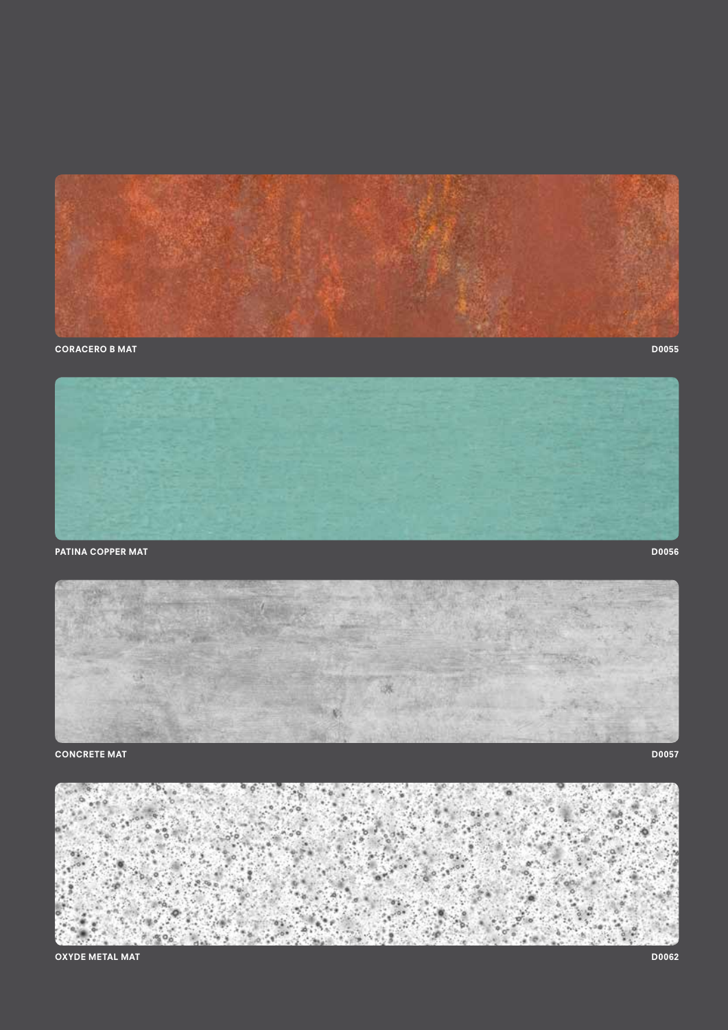**CORACERO B MAT** D0055

**PATINA COPPER MAT** D0056

**CONCRETE MAT** D0057

**OXYDE METAL MAT** D0062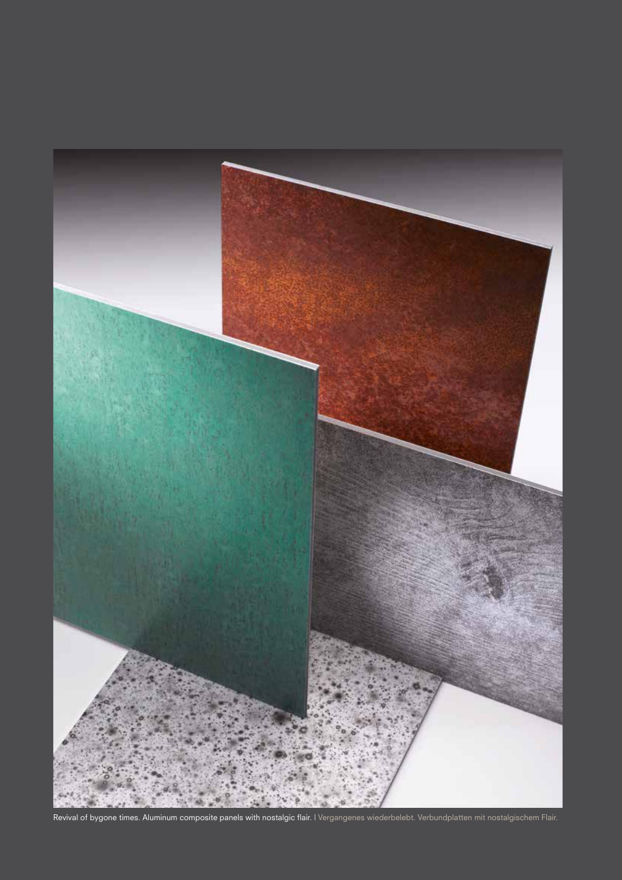Revival of bygone times. Aluminum composite panels with nostalgic flair. | Vergangenes wiederbelebt. Verbundplatten mit nostalgischem Flair.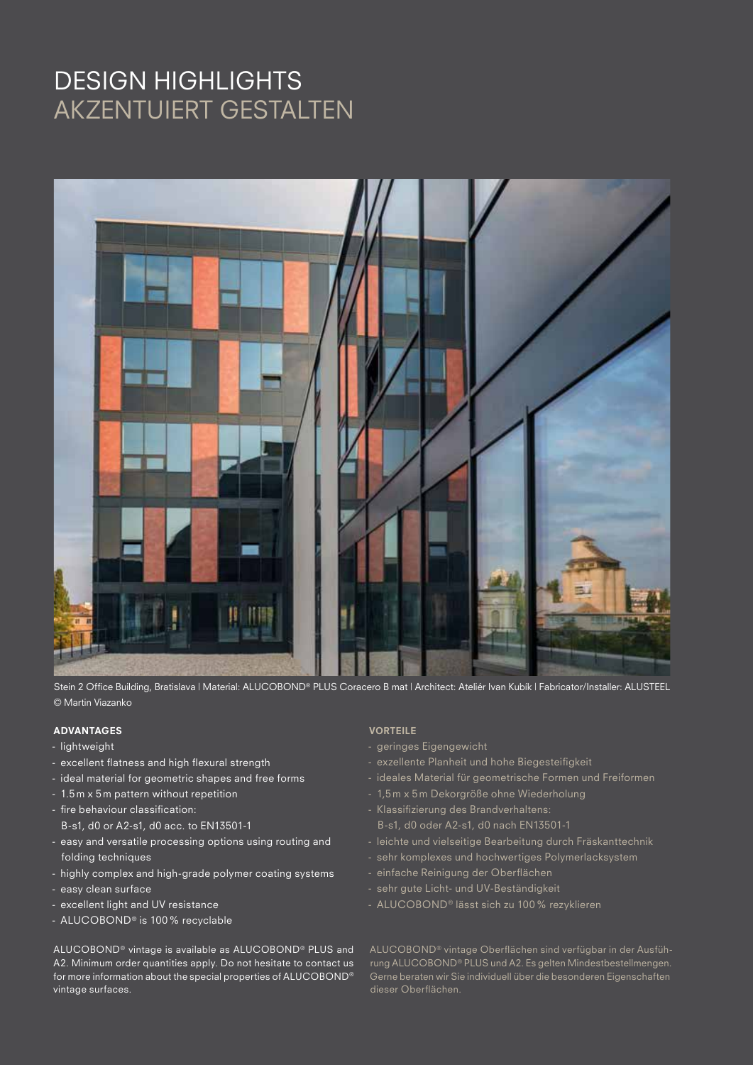# DESIGN HIGHLIGHTS
# AKZENTUIERT GESTALTEN

Stein 2 Office Building, Bratislava | Material: ALUCOBOND® PLUS Coracero B mat | Architect: Ateliér Ivan Kubík | Fabricator/Installer: ALUSTEEL © Martin Viazanko

**ADVANTAGES**

- lightweight
- excellent flatness and high flexural strength
- ideal material for geometric shapes and free forms
- 1.5 m x 5 m pattern without repetition
- fire behaviour classification: B-s1, d0 or A2-s1, d0 acc. to EN13501-1
- easy and versatile processing options using routing and folding techniques
- highly complex and high-grade polymer coating systems
- easy clean surface
- excellent light and UV resistance
- ALUCOBOND® is 100 % recyclable

ALUCOBOND® vintage is available as ALUCOBOND® PLUS and A2. Minimum order quantities apply. Do not hesitate to contact us for more information about the special properties of ALUCOBOND® vintage surfaces.

**VORTEILE**

- geringes Eigengewicht
- exzellente Planheit und hohe Biegesteifigkeit
- ideales Material für geometrische Formen und Freiformen
- 1,5 m x 5 m Dekorgröße ohne Wiederholung
- Klassifizierung des Brandverhaltens: B-s1, d0 oder A2-s1, d0 nach EN13501-1
- leichte und vielseitige Bearbeitung durch Fräskanttechnik
- sehr komplexes und hochwertiges Polymerlacksystem
- einfache Reinigung der Oberflächen
- sehr gute Licht- und UV-Beständigkeit
- ALUCOBOND® lässt sich zu 100 % rezyklieren

ALUCOBOND® vintage Oberflächen sind verfügbar in der Ausführung ALUCOBOND® PLUS und A2. Es gelten Mindestbestellmengen. Gerne beraten wir Sie individuell über die besonderen Eigenschaften dieser Oberflächen.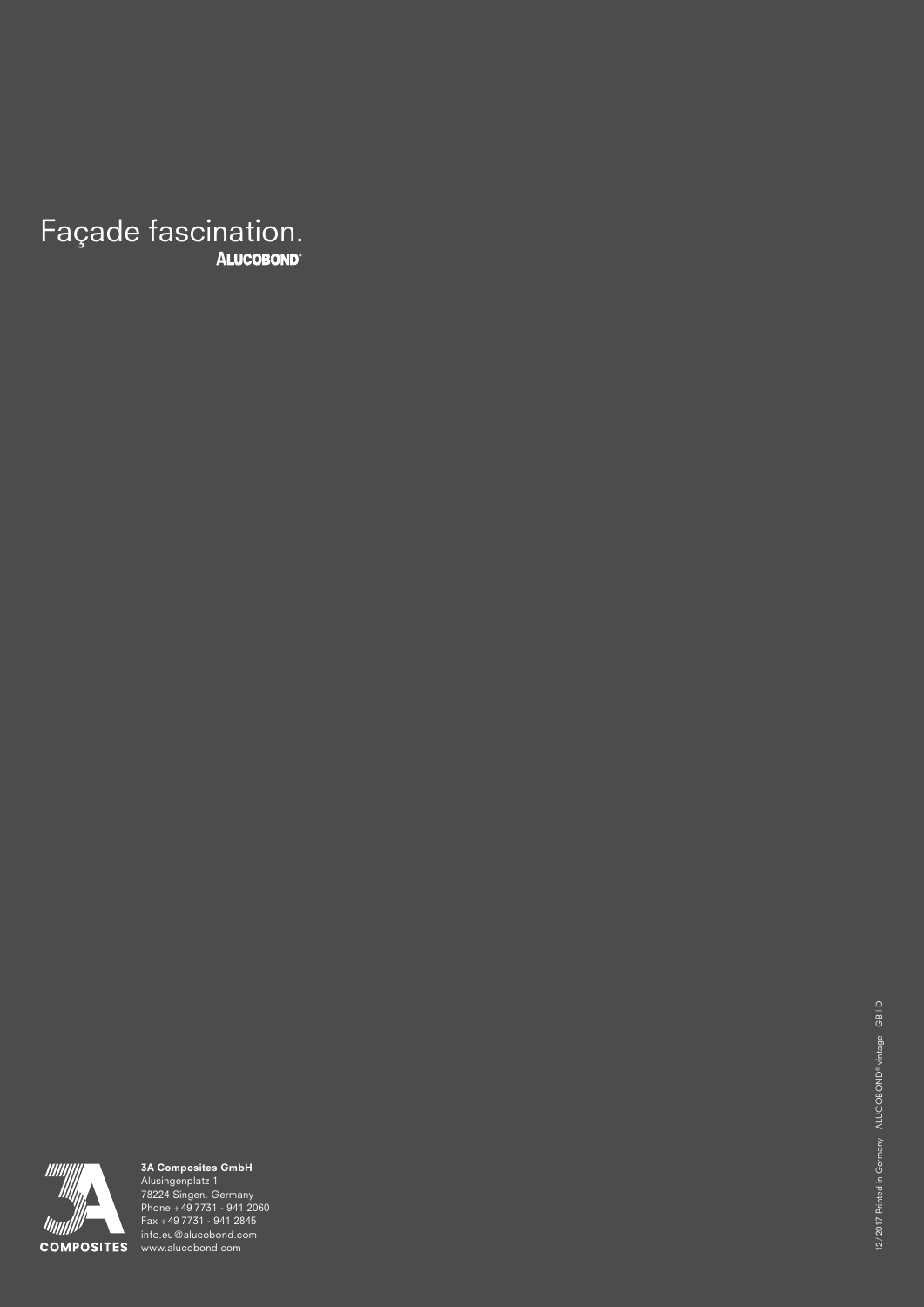Façade fascination.
ALUCOBOND®

COMPOSITES

**3A Composites GmbH**
Alusingenplatz 1
78224 Singen, Germany
Phone +49 7731 - 941 2060
Fax +49 7731 - 941 2845
info.eu@alucobond.com
www.alucobond.com

12/2017 Printed in Germany ALUCOBOND® vintage GB | D